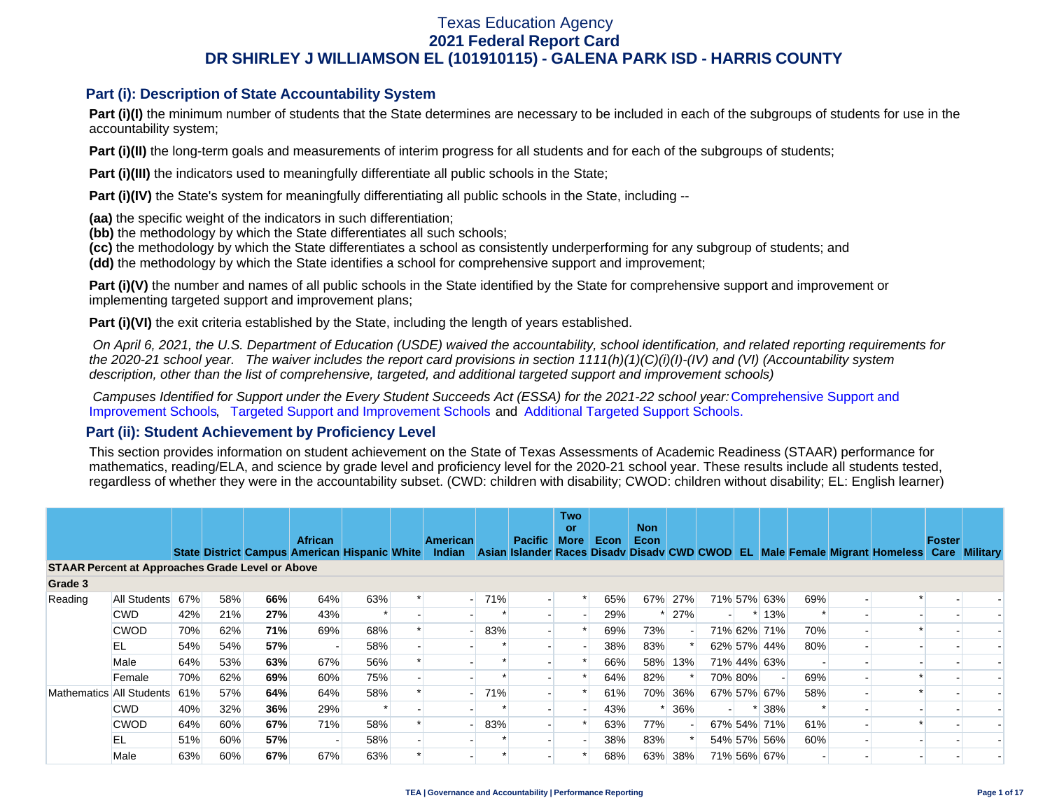# Texas Education Agency
## 2021 Federal Report Card
## DR SHIRLEY J WILLIAMSON EL (101910115) - GALENA PARK ISD - HARRIS COUNTY

### Part (i): Description of State Accountability System

**Part (i)(I)** the minimum number of students that the State determines are necessary to be included in each of the subgroups of students for use in the accountability system;

**Part (i)(II)** the long-term goals and measurements of interim progress for all students and for each of the subgroups of students;

**Part (i)(III)** the indicators used to meaningfully differentiate all public schools in the State;

**Part (i)(IV)** the State's system for meaningfully differentiating all public schools in the State, including --

**(aa)** the specific weight of the indicators in such differentiation;
**(bb)** the methodology by which the State differentiates all such schools;
**(cc)** the methodology by which the State differentiates a school as consistently underperforming for any subgroup of students; and
**(dd)** the methodology by which the State identifies a school for comprehensive support and improvement;

**Part (i)(V)** the number and names of all public schools in the State identified by the State for comprehensive support and improvement or implementing targeted support and improvement plans;

**Part (i)(VI)** the exit criteria established by the State, including the length of years established.

*On April 6, 2021, the U.S. Department of Education (USDE) waived the accountability, school identification, and related reporting requirements for the 2020-21 school year. The waiver includes the report card provisions in section 1111(h)(1)(C)(i)(I)-(IV) and (VI) (Accountability system description, other than the list of comprehensive, targeted, and additional targeted support and improvement schools)*

*Campuses Identified for Support under the Every Student Succeeds Act (ESSA) for the 2021-22 school year:* Comprehensive Support and Improvement Schools, Targeted Support and Improvement Schools and Additional Targeted Support Schools.

### Part (ii): Student Achievement by Proficiency Level

This section provides information on student achievement on the State of Texas Assessments of Academic Readiness (STAAR) performance for mathematics, reading/ELA, and science by grade level and proficiency level for the 2020-21 school year. These results include all students tested, regardless of whether they were in the accountability subset. (CWD: children with disability; CWOD: children without disability; EL: English learner)

| | | State | District | Campus | African American | Hispanic | White | American Indian | Asian | Pacific Islander | Two or More Races | Econ Disadv | Non Econ Disadv | CWD | CWOD | EL | Male | Female | Migrant | Homeless | Foster Care | Military |
|---|---|---|---|---|---|---|---|---|---|---|---|---|---|---|---|---|---|---|---|---|---|---|
| **STAAR Percent at Approaches Grade Level or Above** | | | | | | | | | | | | | | | | | | | | | | |
| **Grade 3** | | | | | | | | | | | | | | | | | | | | | | |
| Reading | All Students | 67% | 58% | **66%** | 64% | 63% | * | - | 71% | - | * | 65% | 67% | 27% | 71% | 57% | 63% | 69% | - | * | - | - |
| | CWD | 42% | 21% | **27%** | 43% | * | - | - | * | - | - | 29% | * | 27% | - | * | 13% | * | - | - | - | - |
| | CWOD | 70% | 62% | **71%** | 69% | 68% | * | - | 83% | - | * | 69% | 73% | - | 71% | 62% | 71% | 70% | - | * | - | - |
| | EL | 54% | 54% | **57%** | - | 58% | - | - | * | - | - | 38% | 83% | * | 62% | 57% | 44% | 80% | - | - | - | - |
| | Male | 64% | 53% | **63%** | 67% | 56% | * | - | * | - | * | 66% | 58% | 13% | 71% | 44% | 63% | - | - | - | - | - |
| | Female | 70% | 62% | **69%** | 60% | 75% | - | - | * | - | * | 64% | 82% | * | 70% | 80% | - | 69% | - | * | - | - |
| Mathematics | All Students | 61% | 57% | **64%** | 64% | 58% | * | - | 71% | - | * | 61% | 70% | 36% | 67% | 57% | 67% | 58% | - | * | - | - |
| | CWD | 40% | 32% | **36%** | 29% | * | - | - | * | - | - | 43% | * | 36% | - | * | 38% | * | - | - | - | - |
| | CWOD | 64% | 60% | **67%** | 71% | 58% | * | - | 83% | - | * | 63% | 77% | - | 67% | 54% | 71% | 61% | - | * | - | - |
| | EL | 51% | 60% | **57%** | - | 58% | - | - | * | - | - | 38% | 83% | * | 54% | 57% | 56% | 60% | - | - | - | - |
| | Male | 63% | 60% | **67%** | 67% | 63% | * | - | * | - | * | 68% | 63% | 38% | 71% | 56% | 67% | - | - | - | - | - |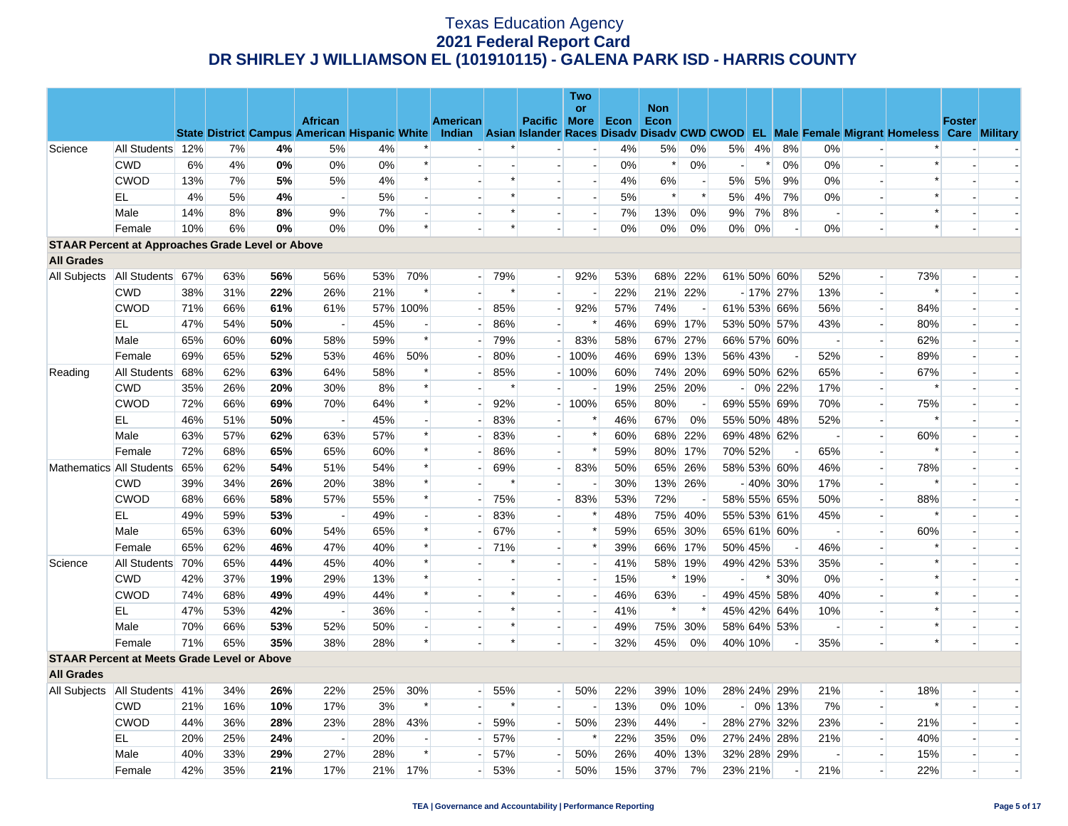# Texas Education Agency
## 2021 Federal Report Card
## DR SHIRLEY J WILLIAMSON EL (101910115) - GALENA PARK ISD - HARRIS COUNTY

| | | State | District | Campus | African American | Hispanic | White | American Indian | Asian | Pacific Islander | Two or More Races | Econ Disadv | Non Econ Disadv | CWD | CWOD | EL | Male | Female | Migrant | Homeless | Foster Care | Military |
|---|---|---|---|---|---|---|---|---|---|---|---|---|---|---|---|---|---|---|---|---|---|---|
| Science | All Students | 12% | 7% | **4%** | 5% | 4% | * | - | * | - | - | 4% | 5% | 0% | 5% | 4% | 8% | 0% | - | * | - | - |
| | CWD | 6% | 4% | **0%** | 0% | 0% | * | - | - | - | - | 0% | * | 0% | - | * | 0% | 0% | - | * | - | - |
| | CWOD | 13% | 7% | **5%** | 5% | 4% | * | - | * | - | - | 4% | 6% | - | 5% | 5% | 9% | 0% | - | * | - | - |
| | EL | 4% | 5% | **4%** | - | 5% | - | - | * | - | - | 5% | * | * | 5% | 4% | 7% | 0% | - | * | - | - |
| | Male | 14% | 8% | **8%** | 9% | 7% | - | - | * | - | - | 7% | 13% | 0% | 9% | 7% | 8% | - | - | * | - | - |
| | Female | 10% | 6% | **0%** | 0% | 0% | * | - | * | - | - | 0% | 0% | 0% | 0% | 0% | - | 0% | - | * | - | - |
| **STAAR Percent at Approaches Grade Level or Above** | | | | | | | | | | | | | | | | | | | | | | |
| **All Grades** | | | | | | | | | | | | | | | | | | | | | | |
| All Subjects | All Students | 67% | 63% | **56%** | 56% | 53% | 70% | - | 79% | - | 92% | 53% | 68% | 22% | 61% | 50% | 60% | 52% | - | 73% | - | - |
| | CWD | 38% | 31% | **22%** | 26% | 21% | * | - | * | - | - | 22% | 21% | 22% | - | 17% | 27% | 13% | - | * | - | - |
| | CWOD | 71% | 66% | **61%** | 61% | 57% | 100% | - | 85% | - | 92% | 57% | 74% | - | 61% | 53% | 66% | 56% | - | 84% | - | - |
| | EL | 47% | 54% | **50%** | - | 45% | - | - | 86% | - | * | 46% | 69% | 17% | 53% | 50% | 57% | 43% | - | 80% | - | - |
| | Male | 65% | 60% | **60%** | 58% | 59% | * | - | 79% | - | 83% | 58% | 67% | 27% | 66% | 57% | 60% | - | - | 62% | - | - |
| | Female | 69% | 65% | **52%** | 53% | 46% | 50% | - | 80% | - | 100% | 46% | 69% | 13% | 56% | 43% | - | 52% | - | 89% | - | - |
| Reading | All Students | 68% | 62% | **63%** | 64% | 58% | * | - | 85% | - | 100% | 60% | 74% | 20% | 69% | 50% | 62% | 65% | - | 67% | - | - |
| | CWD | 35% | 26% | **20%** | 30% | 8% | * | - | * | - | - | 19% | 25% | 20% | - | 0% | 22% | 17% | - | * | - | - |
| | CWOD | 72% | 66% | **69%** | 70% | 64% | * | - | 92% | - | 100% | 65% | 80% | - | 69% | 55% | 69% | 70% | - | 75% | - | - |
| | EL | 46% | 51% | **50%** | - | 45% | - | - | 83% | - | * | 46% | 67% | 0% | 55% | 50% | 48% | 52% | - | * | - | - |
| | Male | 63% | 57% | **62%** | 63% | 57% | * | - | 83% | - | * | 60% | 68% | 22% | 69% | 48% | 62% | - | - | 60% | - | - |
| | Female | 72% | 68% | **65%** | 65% | 60% | * | - | 86% | - | * | 59% | 80% | 17% | 70% | 52% | - | 65% | - | * | - | - |
| Mathematics | All Students | 65% | 62% | **54%** | 51% | 54% | * | - | 69% | - | 83% | 50% | 65% | 26% | 58% | 53% | 60% | 46% | - | 78% | - | - |
| | CWD | 39% | 34% | **26%** | 20% | 38% | * | - | * | - | - | 30% | 13% | 26% | - | 40% | 30% | 17% | - | * | - | - |
| | CWOD | 68% | 66% | **58%** | 57% | 55% | * | - | 75% | - | 83% | 53% | 72% | - | 58% | 55% | 65% | 50% | - | 88% | - | - |
| | EL | 49% | 59% | **53%** | - | 49% | - | - | 83% | - | * | 48% | 75% | 40% | 55% | 53% | 61% | 45% | - | * | - | - |
| | Male | 65% | 63% | **60%** | 54% | 65% | * | - | 67% | - | * | 59% | 65% | 30% | 65% | 61% | 60% | - | - | 60% | - | - |
| | Female | 65% | 62% | **46%** | 47% | 40% | * | - | 71% | - | * | 39% | 66% | 17% | 50% | 45% | - | 46% | - | * | - | - |
| Science | All Students | 70% | 65% | **44%** | 45% | 40% | * | - | * | - | - | 41% | 58% | 19% | 49% | 42% | 53% | 35% | - | * | - | - |
| | CWD | 42% | 37% | **19%** | 29% | 13% | * | - | - | - | - | 15% | * | 19% | - | * | 30% | 0% | - | * | - | - |
| | CWOD | 74% | 68% | **49%** | 49% | 44% | * | - | * | - | - | 46% | 63% | - | 49% | 45% | 58% | 40% | - | * | - | - |
| | EL | 47% | 53% | **42%** | - | 36% | - | - | * | - | - | 41% | * | * | 45% | 42% | 64% | 10% | - | * | - | - |
| | Male | 70% | 66% | **53%** | 52% | 50% | - | - | * | - | - | 49% | 75% | 30% | 58% | 64% | 53% | - | - | * | - | - |
| | Female | 71% | 65% | **35%** | 38% | 28% | * | - | * | - | - | 32% | 45% | 0% | 40% | 10% | - | 35% | - | * | - | - |
| **STAAR Percent at Meets Grade Level or Above** | | | | | | | | | | | | | | | | | | | | | | |
| **All Grades** | | | | | | | | | | | | | | | | | | | | | | |
| All Subjects | All Students | 41% | 34% | **26%** | 22% | 25% | 30% | - | 55% | - | 50% | 22% | 39% | 10% | 28% | 24% | 29% | 21% | - | 18% | - | - |
| | CWD | 21% | 16% | **10%** | 17% | 3% | * | - | * | - | - | 13% | 0% | 10% | - | 0% | 13% | 7% | - | * | - | - |
| | CWOD | 44% | 36% | **28%** | 23% | 28% | 43% | - | 59% | - | 50% | 23% | 44% | - | 28% | 27% | 32% | 23% | - | 21% | - | - |
| | EL | 20% | 25% | **24%** | - | 20% | - | - | 57% | - | * | 22% | 35% | 0% | 27% | 24% | 28% | 21% | - | 40% | - | - |
| | Male | 40% | 33% | **29%** | 27% | 28% | * | - | 57% | - | 50% | 26% | 40% | 13% | 32% | 28% | 29% | - | - | 15% | - | - |
| | Female | 42% | 35% | **21%** | 17% | 21% | 17% | - | 53% | - | 50% | 15% | 37% | 7% | 23% | 21% | - | 21% | - | 22% | - | - |

TEA | Governance and Accountability | Performance Reporting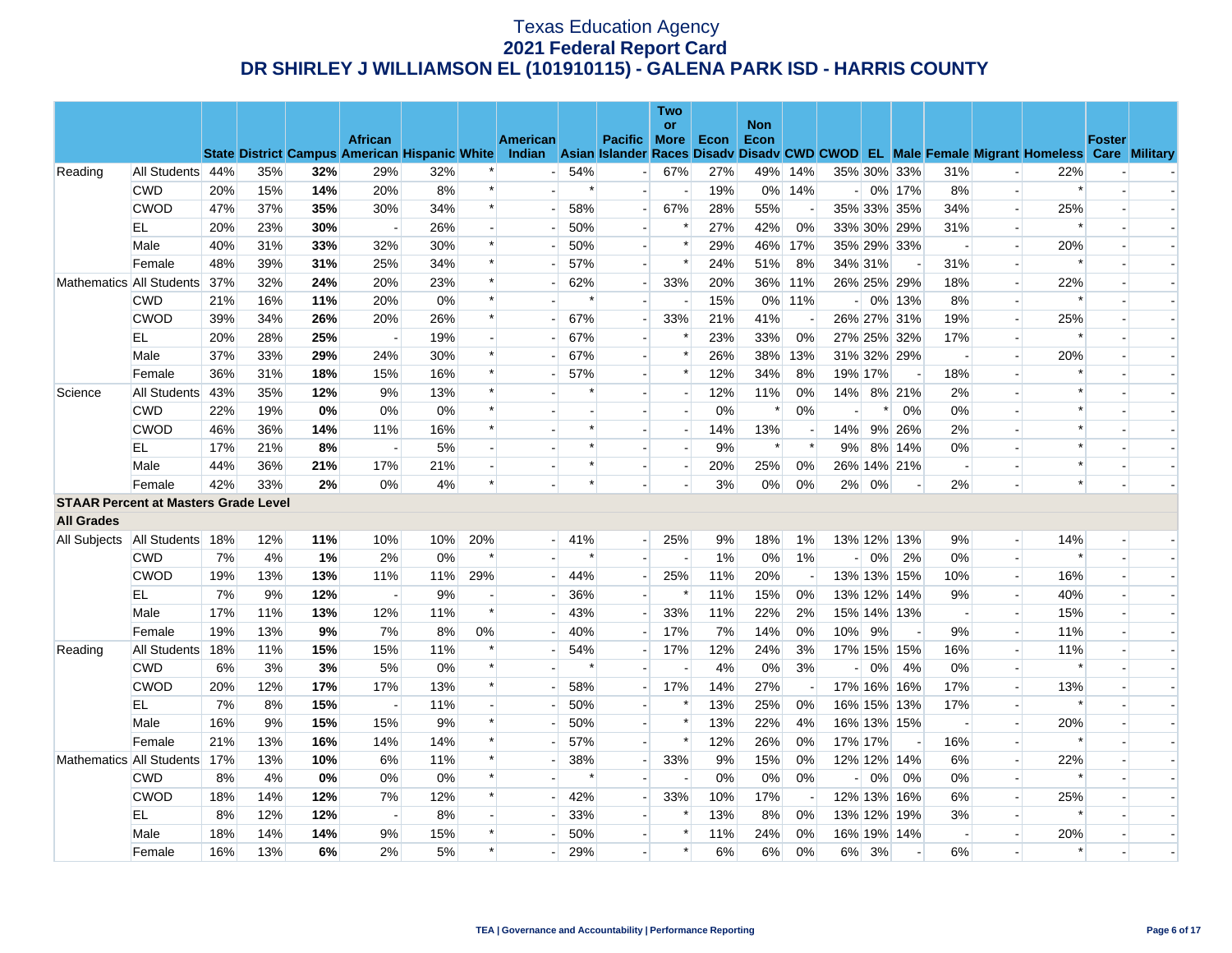# Texas Education Agency
## 2021 Federal Report Card
## DR SHIRLEY J WILLIAMSON EL (101910115) - GALENA PARK ISD - HARRIS COUNTY

| | | State | District | Campus | African American | Hispanic | White | American Indian | Asian | Pacific Islander | Two or More Races | Econ Disadv | Non Econ Disadv | CWD | CWOD | EL | Male | Female | Migrant | Homeless | Foster Care | Military |
|---|---|---|---|---|---|---|---|---|---|---|---|---|---|---|---|---|---|---|---|---|---|---|
| Reading | All Students | 44% | 35% | **32%** | 29% | 32% | * | - | 54% | - | 67% | 27% | 49% | 14% | 35% | 30% | 33% | 31% | - | 22% | - | - |
| | CWD | 20% | 15% | **14%** | 20% | 8% | * | - | * | - | - | 19% | 0% | 14% | - | 0% | 17% | 8% | - | * | - | - |
| | CWOD | 47% | 37% | **35%** | 30% | 34% | * | - | 58% | - | 67% | 28% | 55% | - | 35% | 33% | 35% | 34% | - | 25% | - | - |
| | EL | 20% | 23% | **30%** | - | 26% | - | - | 50% | - | * | 27% | 42% | 0% | 33% | 30% | 29% | 31% | - | * | - | - |
| | Male | 40% | 31% | **33%** | 32% | 30% | * | - | 50% | - | * | 29% | 46% | 17% | 35% | 29% | 33% | - | - | 20% | - | - |
| | Female | 48% | 39% | **31%** | 25% | 34% | * | - | 57% | - | * | 24% | 51% | 8% | 34% | 31% | - | 31% | - | * | - | - |
| Mathematics | All Students | 37% | 32% | **24%** | 20% | 23% | * | - | 62% | - | 33% | 20% | 36% | 11% | 26% | 25% | 29% | 18% | - | 22% | - | - |
| | CWD | 21% | 16% | **11%** | 20% | 0% | * | - | * | - | - | 15% | 0% | 11% | - | 0% | 13% | 8% | - | * | - | - |
| | CWOD | 39% | 34% | **26%** | 20% | 26% | * | - | 67% | - | 33% | 21% | 41% | - | 26% | 27% | 31% | 19% | - | 25% | - | - |
| | EL | 20% | 28% | **25%** | - | 19% | - | - | 67% | - | * | 23% | 33% | 0% | 27% | 25% | 32% | 17% | - | * | - | - |
| | Male | 37% | 33% | **29%** | 24% | 30% | * | - | 67% | - | * | 26% | 38% | 13% | 31% | 32% | 29% | - | - | 20% | - | - |
| | Female | 36% | 31% | **18%** | 15% | 16% | * | - | 57% | - | * | 12% | 34% | 8% | 19% | 17% | - | 18% | - | * | - | - |
| Science | All Students | 43% | 35% | **12%** | 9% | 13% | * | - | * | - | - | 12% | 11% | 0% | 14% | 8% | 21% | 2% | - | * | - | - |
| | CWD | 22% | 19% | **0%** | 0% | 0% | * | - | - | - | - | 0% | * | 0% | - | * | 0% | 0% | - | * | - | - |
| | CWOD | 46% | 36% | **14%** | 11% | 16% | * | - | * | - | - | 14% | 13% | - | 14% | 9% | 26% | 2% | - | * | - | - |
| | EL | 17% | 21% | **8%** | - | 5% | - | - | * | - | - | 9% | * | * | 9% | 8% | 14% | 0% | - | * | - | - |
| | Male | 44% | 36% | **21%** | 17% | 21% | - | - | * | - | - | 20% | 25% | 0% | 26% | 14% | 21% | - | - | * | - | - |
| | Female | 42% | 33% | **2%** | 0% | 4% | * | - | * | - | - | 3% | 0% | 0% | 2% | 0% | - | 2% | - | * | - | - |
| **STAAR Percent at Masters Grade Level** | | | | | | | | | | | | | | | | | | | | | | |
| **All Grades** | | | | | | | | | | | | | | | | | | | | | | |
| All Subjects | All Students | 18% | 12% | **11%** | 10% | 10% | 20% | - | 41% | - | 25% | 9% | 18% | 1% | 13% | 12% | 13% | 9% | - | 14% | - | - |
| | CWD | 7% | 4% | **1%** | 2% | 0% | * | - | * | - | - | 1% | 0% | 1% | - | 0% | 2% | 0% | - | * | - | - |
| | CWOD | 19% | 13% | **13%** | 11% | 11% | 29% | - | 44% | - | 25% | 11% | 20% | - | 13% | 13% | 15% | 10% | - | 16% | - | - |
| | EL | 7% | 9% | **12%** | - | 9% | - | - | 36% | - | * | 11% | 15% | 0% | 13% | 12% | 14% | 9% | - | 40% | - | - |
| | Male | 17% | 11% | **13%** | 12% | 11% | * | - | 43% | - | 33% | 11% | 22% | 2% | 15% | 14% | 13% | - | - | 15% | - | - |
| | Female | 19% | 13% | **9%** | 7% | 8% | 0% | - | 40% | - | 17% | 7% | 14% | 0% | 10% | 9% | - | 9% | - | 11% | - | - |
| Reading | All Students | 18% | 11% | **15%** | 15% | 11% | * | - | 54% | - | 17% | 12% | 24% | 3% | 17% | 15% | 15% | 16% | - | 11% | - | - |
| | CWD | 6% | 3% | **3%** | 5% | 0% | * | - | * | - | - | 4% | 0% | 3% | - | 0% | 4% | 0% | - | * | - | - |
| | CWOD | 20% | 12% | **17%** | 17% | 13% | * | - | 58% | - | 17% | 14% | 27% | - | 17% | 16% | 16% | 17% | - | 13% | - | - |
| | EL | 7% | 8% | **15%** | - | 11% | - | - | 50% | - | * | 13% | 25% | 0% | 16% | 15% | 13% | 17% | - | * | - | - |
| | Male | 16% | 9% | **15%** | 15% | 9% | * | - | 50% | - | * | 13% | 22% | 4% | 16% | 13% | 15% | - | - | 20% | - | - |
| | Female | 21% | 13% | **16%** | 14% | 14% | * | - | 57% | - | * | 12% | 26% | 0% | 17% | 17% | - | 16% | - | * | - | - |
| Mathematics | All Students | 17% | 13% | **10%** | 6% | 11% | * | - | 38% | - | 33% | 9% | 15% | 0% | 12% | 12% | 14% | 6% | - | 22% | - | - |
| | CWD | 8% | 4% | **0%** | 0% | 0% | * | - | * | - | - | 0% | 0% | 0% | - | 0% | 0% | 0% | - | * | - | - |
| | CWOD | 18% | 14% | **12%** | 7% | 12% | * | - | 42% | - | 33% | 10% | 17% | - | 12% | 13% | 16% | 6% | - | 25% | - | - |
| | EL | 8% | 12% | **12%** | - | 8% | - | - | 33% | - | * | 13% | 8% | 0% | 13% | 12% | 19% | 3% | - | * | - | - |
| | Male | 18% | 14% | **14%** | 9% | 15% | * | - | 50% | - | * | 11% | 24% | 0% | 16% | 19% | 14% | - | - | 20% | - | - |
| | Female | 16% | 13% | **6%** | 2% | 5% | * | - | 29% | - | * | 6% | 6% | 0% | 6% | 3% | - | 6% | - | * | - | - |

TEA | Governance and Accountability | Performance Reporting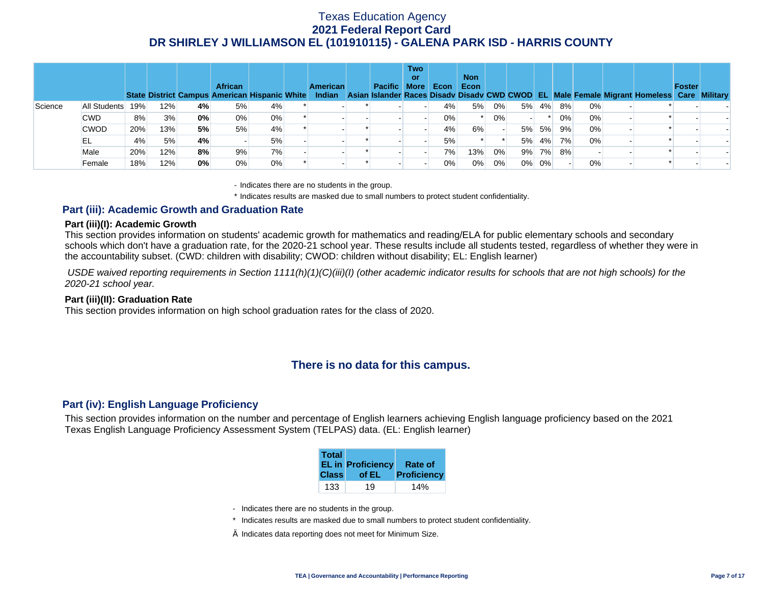# Texas Education Agency
## 2021 Federal Report Card
## DR SHIRLEY J WILLIAMSON EL (101910115) - GALENA PARK ISD - HARRIS COUNTY

| | | State | District | Campus | African American | Hispanic | White | American Indian | Asian | Pacific Islander | Two or More Races | Econ Disadv | Non Econ Disadv | CWD | CWOD | EL | Male | Female | Migrant | Homeless | Foster Care | Military |
|---|---|---|---|---|---|---|---|---|---|---|---|---|---|---|---|---|---|---|---|---|---|---|
| Science | All Students | 19% | 12% | **4%** | 5% | 4% | * | - | * | - | - | 4% | 5% | 0% | 5% | 4% | 8% | 0% | - | * | - | - |
| | CWD | 8% | 3% | **0%** | 0% | 0% | * | - | - | - | - | 0% | * | 0% | - | * | 0% | 0% | - | * | - | - |
| | CWOD | 20% | 13% | **5%** | 5% | 4% | * | - | * | - | - | 4% | 6% | - | 5% | 5% | 9% | 0% | - | * | - | - |
| | EL | 4% | 5% | **4%** | - | 5% | - | - | * | - | - | 5% | * | * | 5% | 4% | 7% | 0% | - | * | - | - |
| | Male | 20% | 12% | **8%** | 9% | 7% | - | - | * | - | - | 7% | 13% | 0% | 9% | 7% | 8% | - | - | * | - | - |
| | Female | 18% | 12% | **0%** | 0% | 0% | * | - | * | - | - | 0% | 0% | 0% | 0% | 0% | - | 0% | - | * | - | - |

- Indicates there are no students in the group.

* Indicates results are masked due to small numbers to protect student confidentiality.

## Part (iii): Academic Growth and Graduation Rate

### Part (iii)(I): Academic Growth

This section provides information on students' academic growth for mathematics and reading/ELA for public elementary schools and secondary schools which don't have a graduation rate, for the 2020-21 school year. These results include all students tested, regardless of whether they were in the accountability subset. (CWD: children with disability; CWOD: children without disability; EL: English learner)

*USDE waived reporting requirements in Section 1111(h)(1)(C)(iii)(I) (other academic indicator results for schools that are not high schools) for the 2020-21 school year.*

### Part (iii)(II): Graduation Rate

This section provides information on high school graduation rates for the class of 2020.

**There is no data for this campus.**

## Part (iv): English Language Proficiency

This section provides information on the number and percentage of English learners achieving English language proficiency based on the 2021 Texas English Language Proficiency Assessment System (TELPAS) data. (EL: English learner)

| Total EL in Class | Proficiency of EL | Rate of Proficiency |
|---|---|---|
| 133 | 19 | 14% |

- Indicates there are no students in the group.

* Indicates results are masked due to small numbers to protect student confidentiality.

Ä Indicates data reporting does not meet for Minimum Size.